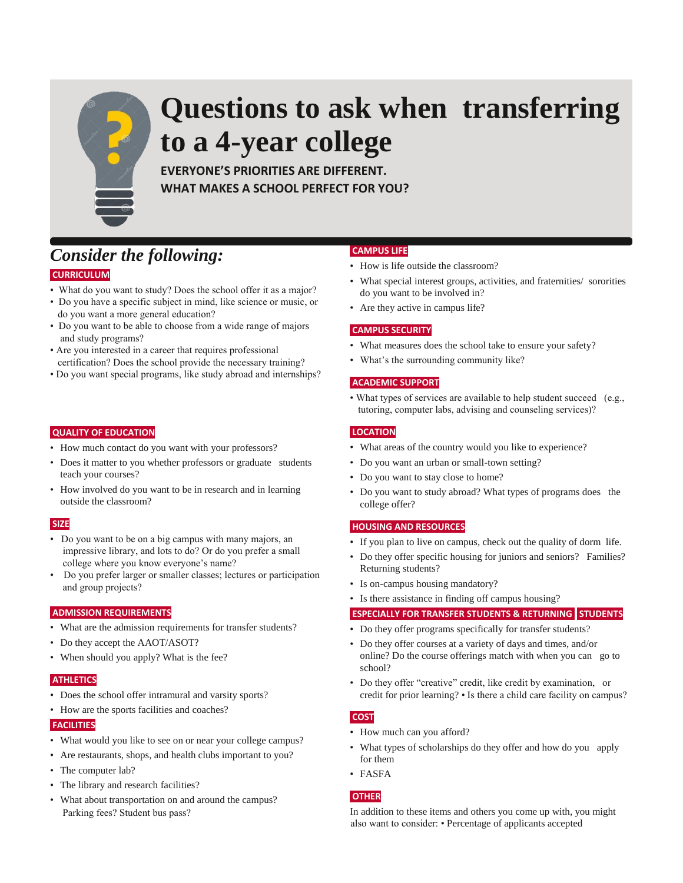# Questions to ask when transferring to a 4-year college

**EVERYONE'S PRIORITIES ARE DIFFERENT. WHAT MAKES A SCHOOL PERFECT FOR YOU?**

## *Consider the following:*

### CURRICULUM

- What do you want to study? Does the school offer it as a major?
- Do you have a specific subject in mind, like science or music, or do you want a more general education?
- Do you want to be able to choose from a wide range of majors and study programs?
- Are you interested in a career that requires professional certification? Does the school provide the necessary training?
- Do you want special programs, like study abroad and internships?

### QUALITY OF EDUCATION

- How much contact do you want with your professors?
- Does it matter to you whether professors or graduate students teach your courses?
- How involved do you want to be in research and in learning outside the classroom?

### SIZE

- Do you want to be on a big campus with many majors, an impressive library, and lots to do? Or do you prefer a small college where you know everyone's name?
- Do you prefer larger or smaller classes; lectures or participation and group projects?

### ADMISSION REQUIREMENTS

- What are the admission requirements for transfer students?
- Do they accept the AAOT/ASOT?
- When should you apply? What is the fee?

### ATHLETICS

- Does the school offer intramural and varsity sports?
- How are the sports facilities and coaches?

### FACILITIES

- What would you like to see on or near your college campus?
- Are restaurants, shops, and health clubs important to you?
- The computer lab?
- The library and research facilities?
- What about transportation on and around the campus? Parking fees? Student bus pass?

### CAMPUS LIFE

- How is life outside the classroom?
- What special interest groups, activities, and fraternities/ sororities do you want to be involved in?
- Are they active in campus life?

### CAMPUS SECURITY

- What measures does the school take to ensure your safety?
- What's the surrounding community like?

### ACADEMIC SUPPORT

- What types of services are available to help student succeed (e.g., tutoring, computer labs, advising and counseling services)?

### LOCATION

- What areas of the country would you like to experience?
- Do you want an urban or small-town setting?
- Do you want to stay close to home?
- Do you want to study abroad? What types of programs does the college offer?

### HOUSING AND RESOURCES

- If you plan to live on campus, check out the quality of dorm life.
- Do they offer specific housing for juniors and seniors? Families? Returning students?
- Is on-campus housing mandatory?
- Is there assistance in finding off campus housing?

### ESPECIALLY FOR TRANSFER STUDENTS & RETURNING STUDENTS

- Do they offer programs specifically for transfer students?
- Do they offer courses at a variety of days and times, and/or online? Do the course offerings match with when you can go to school?
- Do they offer "creative" credit, like credit by examination, or credit for prior learning? • Is there a child care facility on campus?

### COST

- How much can you afford?
- What types of scholarships do they offer and how do you apply for them
- FASFA

### OTHER

In addition to these items and others you come up with, you might also want to consider: • Percentage of applicants accepted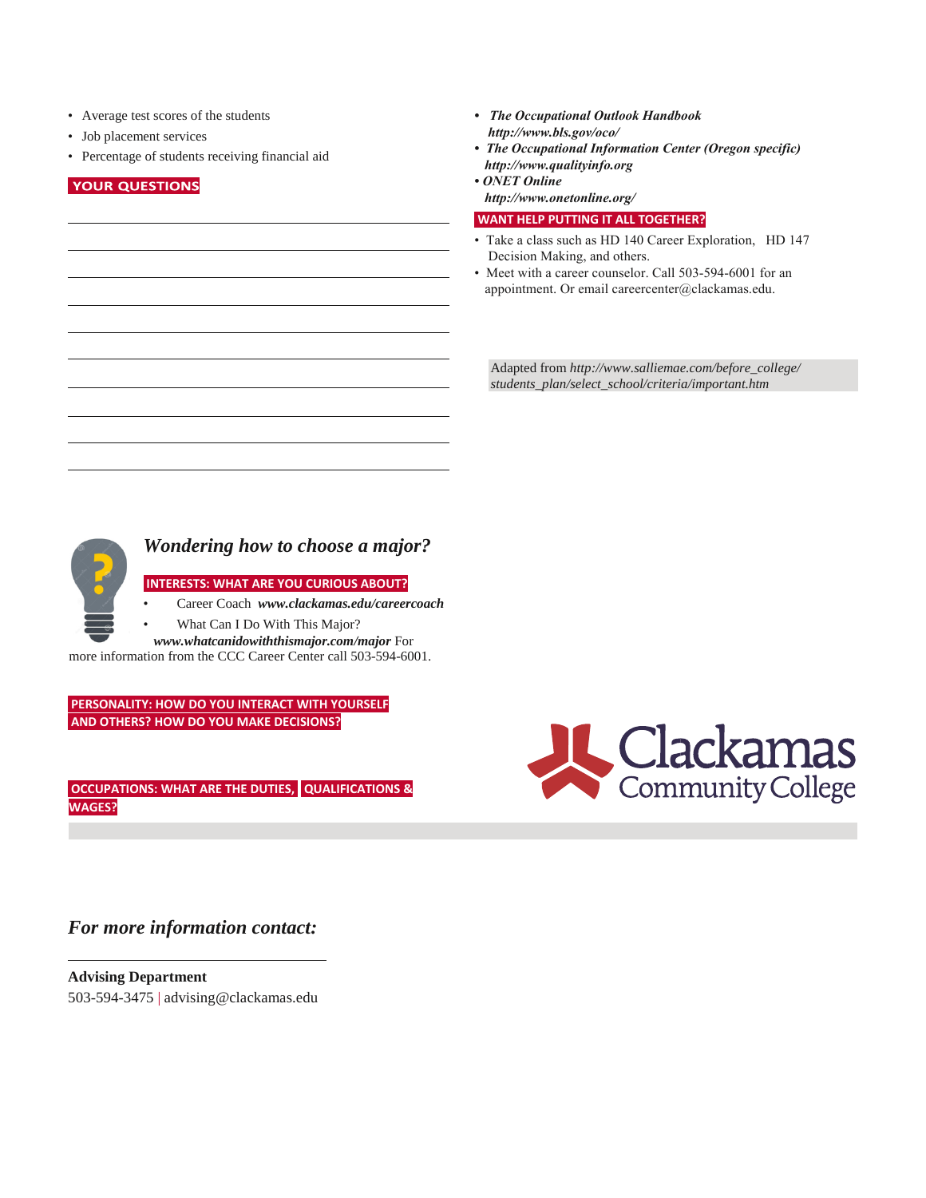- Average test scores of the students
- Job placement services
- Percentage of students receiving financial aid

## YOUR QUESTIONS

- ***The Occupational Outlook Handbook*** ***http://www.bls.gov/oco/***
- ***The Occupational Information Center (Oregon specific)*** ***http://www.qualityinfo.org***
- ***ONET Online*** ***http://www.onetonline.org/***

## WANT HELP PUTTING IT ALL TOGETHER?

- Take a class such as HD 140 Career Exploration, HD 147 Decision Making, and others.
- Meet with a career counselor. Call 503-594-6001 for an appointment. Or email careercenter@clackamas.edu.

Adapted from *http://www.salliemae.com/before_college/students_plan/select_school/criteria/important.htm*

## *Wondering how to choose a major?*

### INTERESTS: WHAT ARE YOU CURIOUS ABOUT?

- Career Coach ***www.clackamas.edu/careercoach***
- What Can I Do With This Major? ***www.whatcanidowiththismajor.com/major***

For more information from the CCC Career Center call 503-594-6001.

### PERSONALITY: HOW DO YOU INTERACT WITH YOURSELF AND OTHERS? HOW DO YOU MAKE DECISIONS?

### OCCUPATIONS: WHAT ARE THE DUTIES, QUALIFICATIONS & WAGES?

Clackamas Community College

## *For more information contact:*

**Advising Department**
503-594-3475 | advising@clackamas.edu